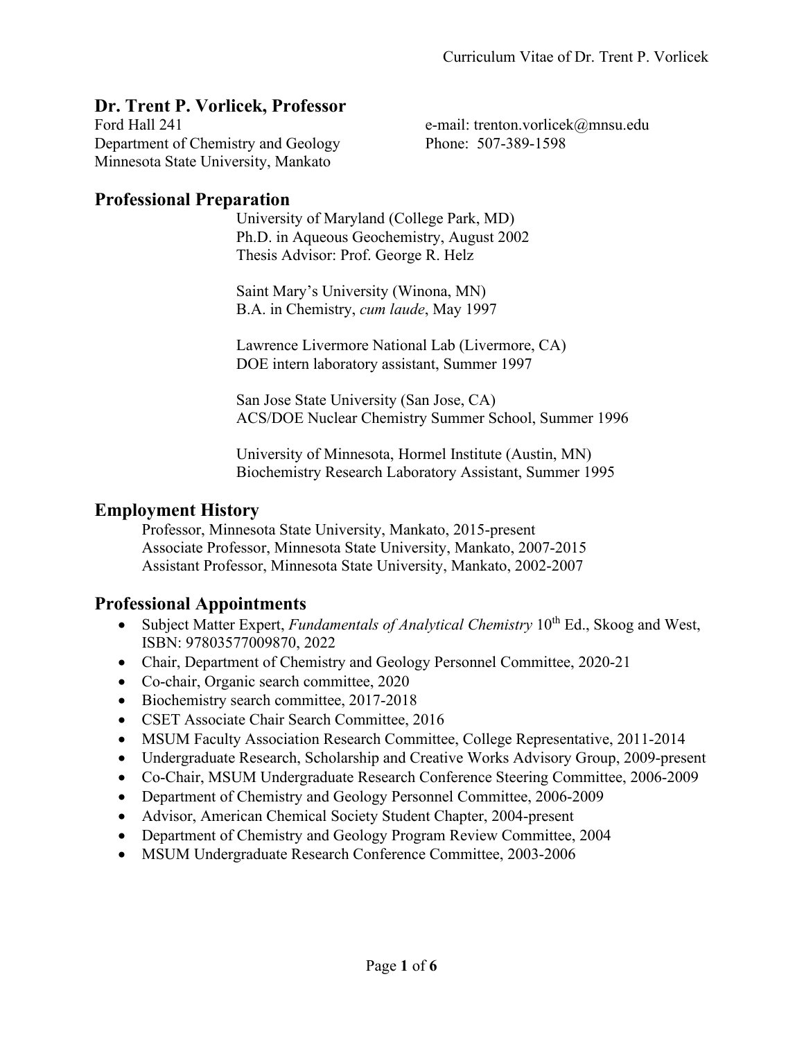# Dr. Trent P. Vorlicek, Professor

Ford Hall 241
Department of Chemistry and Geology
Minnesota State University, Mankato

e-mail: trenton.vorlicek@mnsu.edu
Phone: 507-389-1598

## Professional Preparation

University of Maryland (College Park, MD)
Ph.D. in Aqueous Geochemistry, August 2002
Thesis Advisor: Prof. George R. Helz

Saint Mary's University (Winona, MN)
B.A. in Chemistry, *cum laude*, May 1997

Lawrence Livermore National Lab (Livermore, CA)
DOE intern laboratory assistant, Summer 1997

San Jose State University (San Jose, CA)
ACS/DOE Nuclear Chemistry Summer School, Summer 1996

University of Minnesota, Hormel Institute (Austin, MN)
Biochemistry Research Laboratory Assistant, Summer 1995

## Employment History

Professor, Minnesota State University, Mankato, 2015-present
Associate Professor, Minnesota State University, Mankato, 2007-2015
Assistant Professor, Minnesota State University, Mankato, 2002-2007

## Professional Appointments

- Subject Matter Expert, *Fundamentals of Analytical Chemistry* 10th Ed., Skoog and West, ISBN: 97803577009870, 2022
- Chair, Department of Chemistry and Geology Personnel Committee, 2020-21
- Co-chair, Organic search committee, 2020
- Biochemistry search committee, 2017-2018
- CSET Associate Chair Search Committee, 2016
- MSUM Faculty Association Research Committee, College Representative, 2011-2014
- Undergraduate Research, Scholarship and Creative Works Advisory Group, 2009-present
- Co-Chair, MSUM Undergraduate Research Conference Steering Committee, 2006-2009
- Department of Chemistry and Geology Personnel Committee, 2006-2009
- Advisor, American Chemical Society Student Chapter, 2004-present
- Department of Chemistry and Geology Program Review Committee, 2004
- MSUM Undergraduate Research Conference Committee, 2003-2006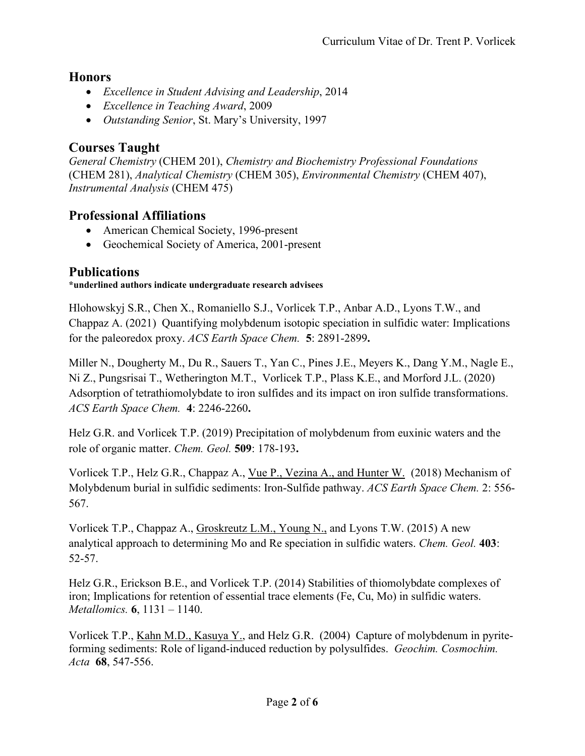## Honors

- *Excellence in Student Advising and Leadership*, 2014
- *Excellence in Teaching Award*, 2009
- *Outstanding Senior*, St. Mary's University, 1997

## Courses Taught

*General Chemistry* (CHEM 201), *Chemistry and Biochemistry Professional Foundations* (CHEM 281), *Analytical Chemistry* (CHEM 305), *Environmental Chemistry* (CHEM 407), *Instrumental Analysis* (CHEM 475)

## Professional Affiliations

- American Chemical Society, 1996-present
- Geochemical Society of America, 2001-present

## Publications

**\*underlined authors indicate undergraduate research advisees**

Hlohowskyj S.R., Chen X., Romaniello S.J., Vorlicek T.P., Anbar A.D., Lyons T.W., and Chappaz A. (2021) Quantifying molybdenum isotopic speciation in sulfidic water: Implications for the paleoredox proxy. *ACS Earth Space Chem.* **5**: 2891-2899**.**

Miller N., Dougherty M., Du R., Sauers T., Yan C., Pines J.E., Meyers K., Dang Y.M., Nagle E., Ni Z., Pungsrisai T., Wetherington M.T., Vorlicek T.P., Plass K.E., and Morford J.L. (2020) Adsorption of tetrathiomolybdate to iron sulfides and its impact on iron sulfide transformations. *ACS Earth Space Chem.* **4**: 2246-2260**.**

Helz G.R. and Vorlicek T.P. (2019) Precipitation of molybdenum from euxinic waters and the role of organic matter. *Chem. Geol.* **509**: 178-193**.**

Vorlicek T.P., Helz G.R., Chappaz A., <u>Vue P., Vezina A., and Hunter W.</u> (2018) Mechanism of Molybdenum burial in sulfidic sediments: Iron-Sulfide pathway. *ACS Earth Space Chem.* 2: 556-567.

Vorlicek T.P., Chappaz A., <u>Groskreutz L.M., Young N.,</u> and Lyons T.W. (2015) A new analytical approach to determining Mo and Re speciation in sulfidic waters. *Chem. Geol.* **403**: 52-57.

Helz G.R., Erickson B.E., and Vorlicek T.P. (2014) Stabilities of thiomolybdate complexes of iron; Implications for retention of essential trace elements (Fe, Cu, Mo) in sulfidic waters. *Metallomics.* **6**, 1131 – 1140.

Vorlicek T.P., <u>Kahn M.D., Kasuya Y.</u>, and Helz G.R. (2004) Capture of molybdenum in pyrite-forming sediments: Role of ligand-induced reduction by polysulfides. *Geochim. Cosmochim. Acta* **68**, 547-556.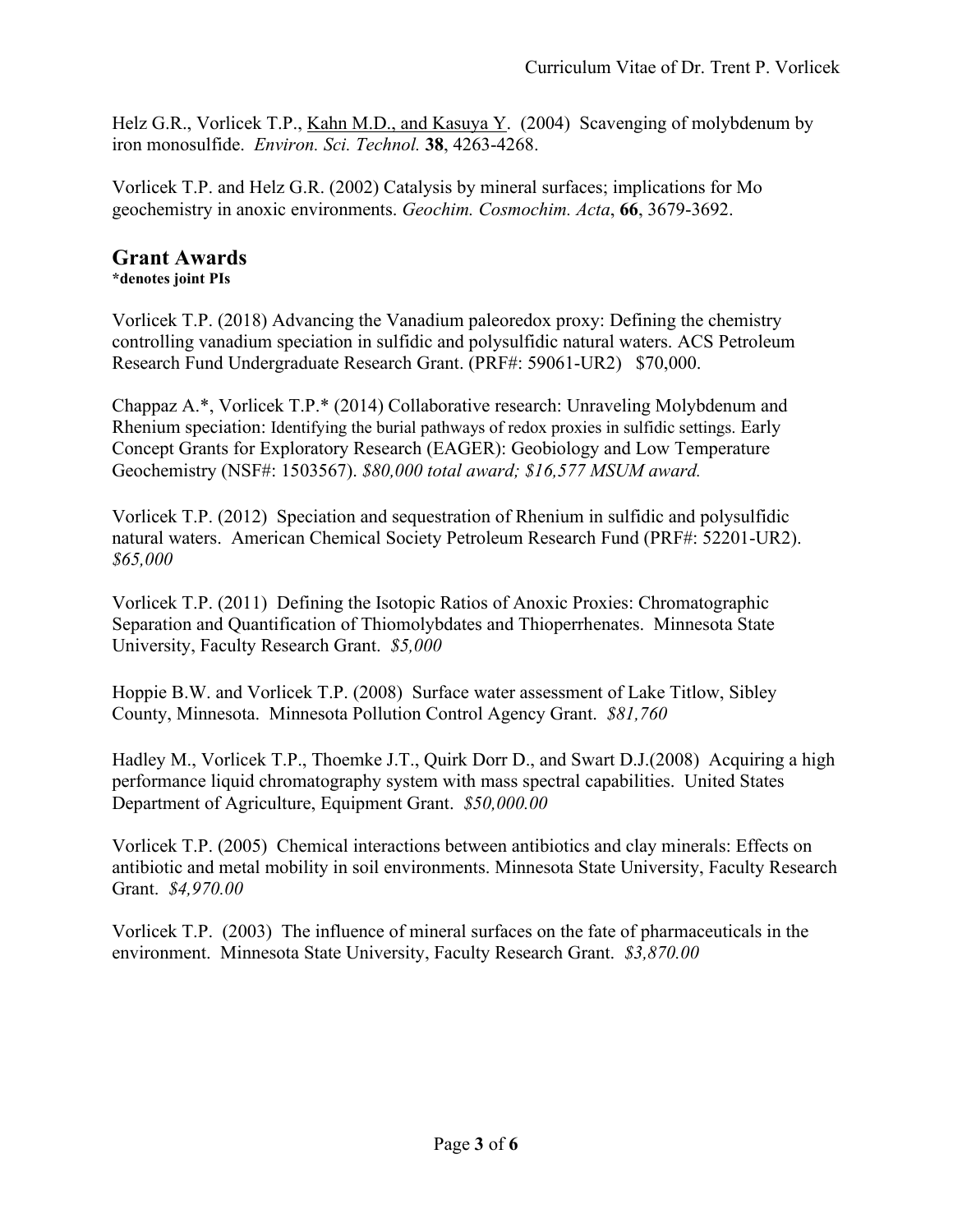Helz G.R., Vorlicek T.P., Kahn M.D., and Kasuya Y. (2004) Scavenging of molybdenum by iron monosulfide. *Environ. Sci. Technol.* **38**, 4263-4268.

Vorlicek T.P. and Helz G.R. (2002) Catalysis by mineral surfaces; implications for Mo geochemistry in anoxic environments. *Geochim. Cosmochim. Acta*, **66**, 3679-3692.

## Grant Awards

**\*denotes joint PIs**

Vorlicek T.P. (2018) Advancing the Vanadium paleoredox proxy: Defining the chemistry controlling vanadium speciation in sulfidic and polysulfidic natural waters. ACS Petroleum Research Fund Undergraduate Research Grant. (PRF#: 59061-UR2) $70,000.

Chappaz A.\*, Vorlicek T.P.\* (2014) Collaborative research: Unraveling Molybdenum and Rhenium speciation: Identifying the burial pathways of redox proxies in sulfidic settings. Early Concept Grants for Exploratory Research (EAGER): Geobiology and Low Temperature Geochemistry (NSF#: 1503567). *$80,000 total award; $16,577 MSUM award.*

Vorlicek T.P. (2012) Speciation and sequestration of Rhenium in sulfidic and polysulfidic natural waters. American Chemical Society Petroleum Research Fund (PRF#: 52201-UR2). *$65,000*

Vorlicek T.P. (2011) Defining the Isotopic Ratios of Anoxic Proxies: Chromatographic Separation and Quantification of Thiomolybdates and Thioperrhenates. Minnesota State University, Faculty Research Grant. *$5,000*

Hoppie B.W. and Vorlicek T.P. (2008) Surface water assessment of Lake Titlow, Sibley County, Minnesota. Minnesota Pollution Control Agency Grant. *$81,760*

Hadley M., Vorlicek T.P., Thoemke J.T., Quirk Dorr D., and Swart D.J.(2008) Acquiring a high performance liquid chromatography system with mass spectral capabilities. United States Department of Agriculture, Equipment Grant. *$50,000.00*

Vorlicek T.P. (2005) Chemical interactions between antibiotics and clay minerals: Effects on antibiotic and metal mobility in soil environments. Minnesota State University, Faculty Research Grant. *$4,970.00*

Vorlicek T.P. (2003) The influence of mineral surfaces on the fate of pharmaceuticals in the environment. Minnesota State University, Faculty Research Grant. *$3,870.00*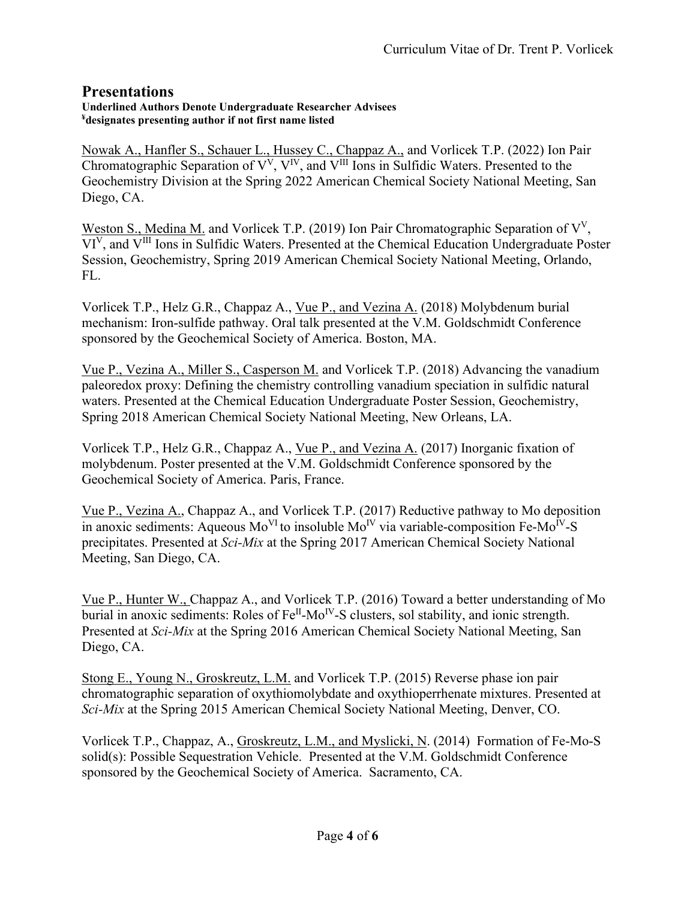## Presentations

**Underlined Authors Denote Undergraduate Researcher Advisees**
**¥designates presenting author if not first name listed**

<u>Nowak A., Hanfler S., Schauer L., Hussey C., Chappaz A.,</u> and Vorlicek T.P. (2022) Ion Pair Chromatographic Separation of $V^{V}$, $V^{IV}$, and $V^{III}$ Ions in Sulfidic Waters. Presented to the Geochemistry Division at the Spring 2022 American Chemical Society National Meeting, San Diego, CA.

<u>Weston S., Medina M.</u> and Vorlicek T.P. (2019) Ion Pair Chromatographic Separation of $V^{V}$, $VI^{V}$, and $V^{III}$ Ions in Sulfidic Waters. Presented at the Chemical Education Undergraduate Poster Session, Geochemistry, Spring 2019 American Chemical Society National Meeting, Orlando, FL.

Vorlicek T.P., Helz G.R., Chappaz A., <u>Vue P., and Vezina A.</u> (2018) Molybdenum burial mechanism: Iron-sulfide pathway. Oral talk presented at the V.M. Goldschmidt Conference sponsored by the Geochemical Society of America. Boston, MA.

<u>Vue P., Vezina A., Miller S., Casperson M.</u> and Vorlicek T.P. (2018) Advancing the vanadium paleoredox proxy: Defining the chemistry controlling vanadium speciation in sulfidic natural waters. Presented at the Chemical Education Undergraduate Poster Session, Geochemistry, Spring 2018 American Chemical Society National Meeting, New Orleans, LA.

Vorlicek T.P., Helz G.R., Chappaz A., <u>Vue P., and Vezina A.</u> (2017) Inorganic fixation of molybdenum. Poster presented at the V.M. Goldschmidt Conference sponsored by the Geochemical Society of America. Paris, France.

<u>Vue P., Vezina A.</u>, Chappaz A., and Vorlicek T.P. (2017) Reductive pathway to Mo deposition in anoxic sediments: Aqueous $Mo^{VI}$ to insoluble $Mo^{IV}$ via variable-composition $Fe\text{-}Mo^{IV}\text{-}S$ precipitates. Presented at *Sci-Mix* at the Spring 2017 American Chemical Society National Meeting, San Diego, CA.

<u>Vue P., Hunter W.,</u> Chappaz A., and Vorlicek T.P. (2016) Toward a better understanding of Mo burial in anoxic sediments: Roles of $Fe^{II}\text{-}Mo^{IV}\text{-}S$ clusters, sol stability, and ionic strength. Presented at *Sci-Mix* at the Spring 2016 American Chemical Society National Meeting, San Diego, CA.

<u>Stong E., Young N., Groskreutz, L.M.</u> and Vorlicek T.P. (2015) Reverse phase ion pair chromatographic separation of oxythiomolybdate and oxythioperrhenate mixtures. Presented at *Sci-Mix* at the Spring 2015 American Chemical Society National Meeting, Denver, CO.

Vorlicek T.P., Chappaz, A., <u>Groskreutz, L.M., and Myslicki, N</u>. (2014) Formation of Fe-Mo-S solid(s): Possible Sequestration Vehicle. Presented at the V.M. Goldschmidt Conference sponsored by the Geochemical Society of America. Sacramento, CA.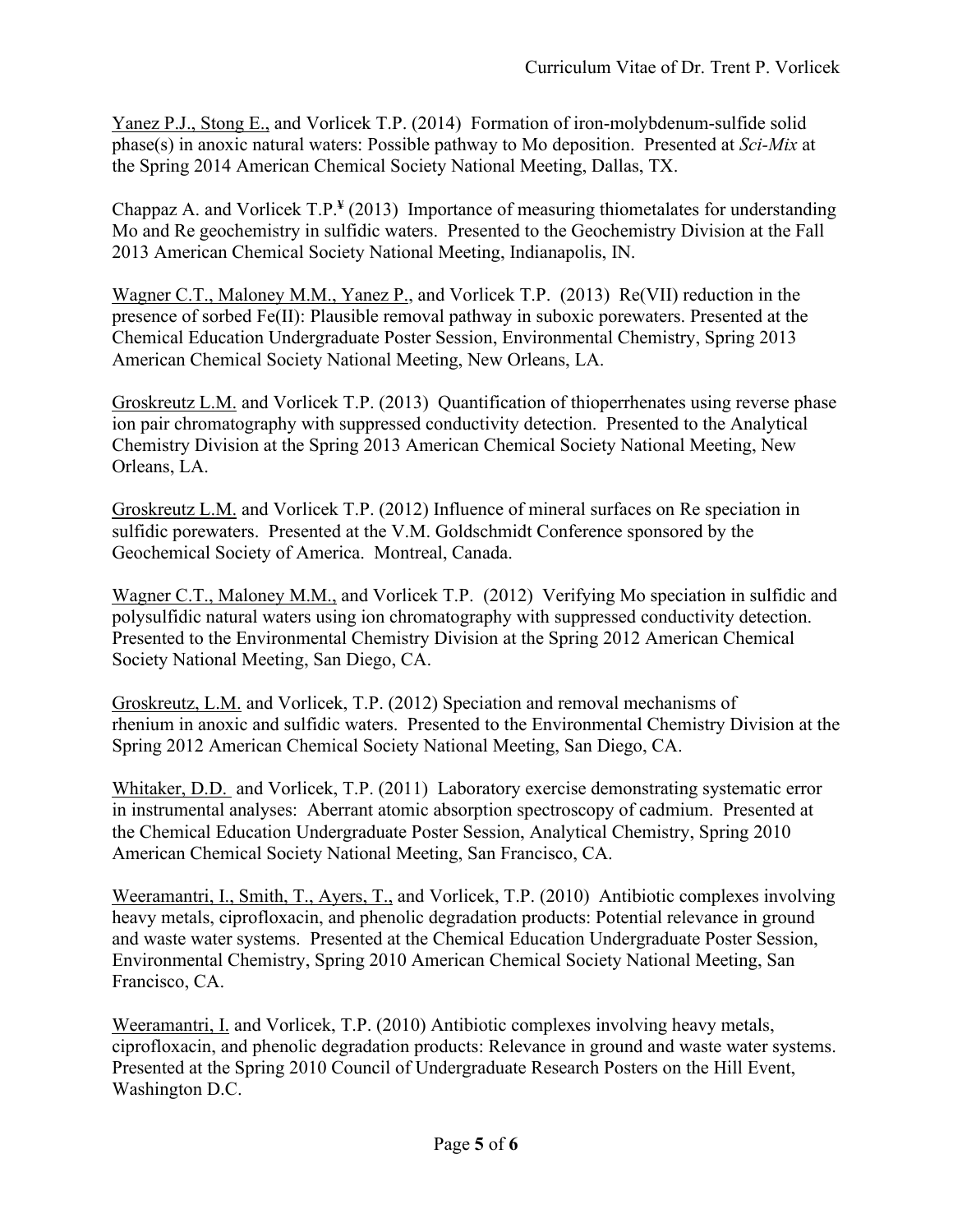<u>Yanez P.J., Stong E.,</u> and Vorlicek T.P. (2014) Formation of iron-molybdenum-sulfide solid phase(s) in anoxic natural waters: Possible pathway to Mo deposition. Presented at *Sci-Mix* at the Spring 2014 American Chemical Society National Meeting, Dallas, TX.

Chappaz A. and Vorlicek T.P.[¥] (2013) Importance of measuring thiometalates for understanding Mo and Re geochemistry in sulfidic waters. Presented to the Geochemistry Division at the Fall 2013 American Chemical Society National Meeting, Indianapolis, IN.

<u>Wagner C.T., Maloney M.M., Yanez P.,</u> and Vorlicek T.P. (2013) Re(VII) reduction in the presence of sorbed Fe(II): Plausible removal pathway in suboxic porewaters. Presented at the Chemical Education Undergraduate Poster Session, Environmental Chemistry, Spring 2013 American Chemical Society National Meeting, New Orleans, LA.

<u>Groskreutz L.M.</u> and Vorlicek T.P. (2013) Quantification of thioperrhenates using reverse phase ion pair chromatography with suppressed conductivity detection. Presented to the Analytical Chemistry Division at the Spring 2013 American Chemical Society National Meeting, New Orleans, LA.

<u>Groskreutz L.M.</u> and Vorlicek T.P. (2012) Influence of mineral surfaces on Re speciation in sulfidic porewaters. Presented at the V.M. Goldschmidt Conference sponsored by the Geochemical Society of America. Montreal, Canada.

<u>Wagner C.T., Maloney M.M.,</u> and Vorlicek T.P. (2012) Verifying Mo speciation in sulfidic and polysulfidic natural waters using ion chromatography with suppressed conductivity detection. Presented to the Environmental Chemistry Division at the Spring 2012 American Chemical Society National Meeting, San Diego, CA.

<u>Groskreutz, L.M.</u> and Vorlicek, T.P. (2012) Speciation and removal mechanisms of rhenium in anoxic and sulfidic waters. Presented to the Environmental Chemistry Division at the Spring 2012 American Chemical Society National Meeting, San Diego, CA.

<u>Whitaker, D.D.</u> and Vorlicek, T.P. (2011) Laboratory exercise demonstrating systematic error in instrumental analyses: Aberrant atomic absorption spectroscopy of cadmium. Presented at the Chemical Education Undergraduate Poster Session, Analytical Chemistry, Spring 2010 American Chemical Society National Meeting, San Francisco, CA.

<u>Weeramantri, I., Smith, T., Ayers, T.,</u> and Vorlicek, T.P. (2010) Antibiotic complexes involving heavy metals, ciprofloxacin, and phenolic degradation products: Potential relevance in ground and waste water systems. Presented at the Chemical Education Undergraduate Poster Session, Environmental Chemistry, Spring 2010 American Chemical Society National Meeting, San Francisco, CA.

<u>Weeramantri, I.</u> and Vorlicek, T.P. (2010) Antibiotic complexes involving heavy metals, ciprofloxacin, and phenolic degradation products: Relevance in ground and waste water systems. Presented at the Spring 2010 Council of Undergraduate Research Posters on the Hill Event, Washington D.C.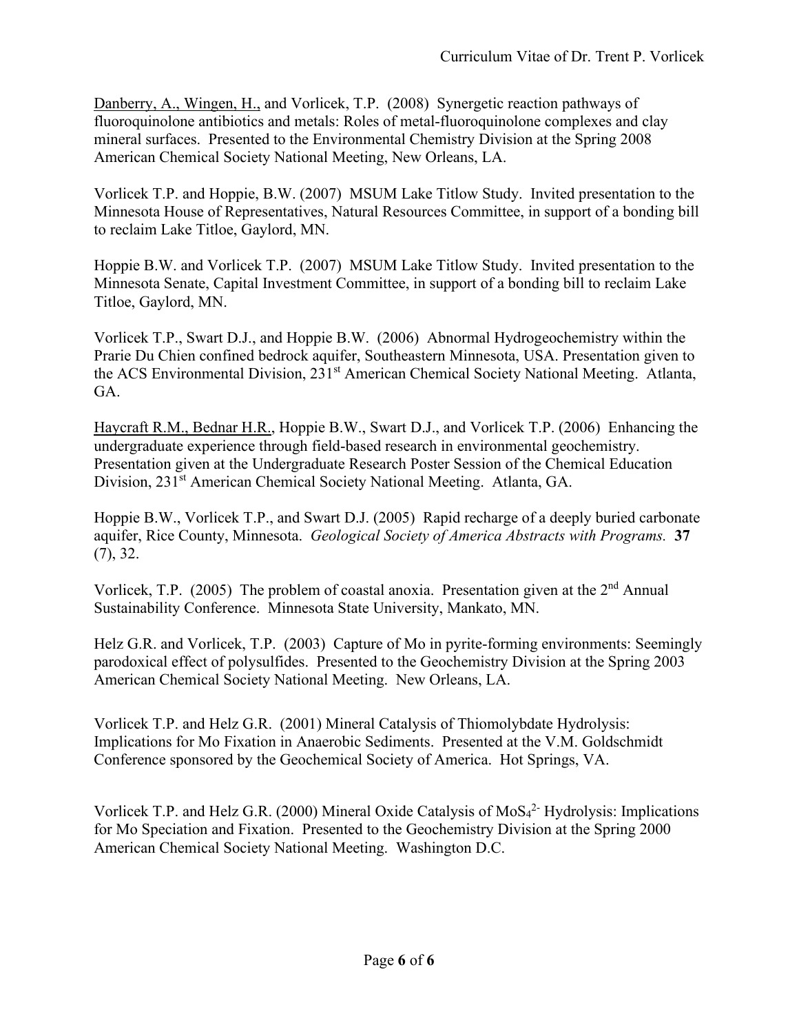Danberry, A., Wingen, H., and Vorlicek, T.P. (2008) Synergetic reaction pathways of fluoroquinolone antibiotics and metals: Roles of metal-fluoroquinolone complexes and clay mineral surfaces. Presented to the Environmental Chemistry Division at the Spring 2008 American Chemical Society National Meeting, New Orleans, LA.

Vorlicek T.P. and Hoppie, B.W. (2007) MSUM Lake Titlow Study. Invited presentation to the Minnesota House of Representatives, Natural Resources Committee, in support of a bonding bill to reclaim Lake Titloe, Gaylord, MN.

Hoppie B.W. and Vorlicek T.P. (2007) MSUM Lake Titlow Study. Invited presentation to the Minnesota Senate, Capital Investment Committee, in support of a bonding bill to reclaim Lake Titloe, Gaylord, MN.

Vorlicek T.P., Swart D.J., and Hoppie B.W. (2006) Abnormal Hydrogeochemistry within the Prarie Du Chien confined bedrock aquifer, Southeastern Minnesota, USA. Presentation given to the ACS Environmental Division, 231st American Chemical Society National Meeting. Atlanta, GA.

Haycraft R.M., Bednar H.R., Hoppie B.W., Swart D.J., and Vorlicek T.P. (2006) Enhancing the undergraduate experience through field-based research in environmental geochemistry. Presentation given at the Undergraduate Research Poster Session of the Chemical Education Division, 231st American Chemical Society National Meeting. Atlanta, GA.

Hoppie B.W., Vorlicek T.P., and Swart D.J. (2005) Rapid recharge of a deeply buried carbonate aquifer, Rice County, Minnesota. *Geological Society of America Abstracts with Programs.* **37** (7), 32.

Vorlicek, T.P. (2005) The problem of coastal anoxia. Presentation given at the 2nd Annual Sustainability Conference. Minnesota State University, Mankato, MN.

Helz G.R. and Vorlicek, T.P. (2003) Capture of Mo in pyrite-forming environments: Seemingly parodoxical effect of polysulfides. Presented to the Geochemistry Division at the Spring 2003 American Chemical Society National Meeting. New Orleans, LA.

Vorlicek T.P. and Helz G.R. (2001) Mineral Catalysis of Thiomolybdate Hydrolysis: Implications for Mo Fixation in Anaerobic Sediments. Presented at the V.M. Goldschmidt Conference sponsored by the Geochemical Society of America. Hot Springs, VA.

Vorlicek T.P. and Helz G.R. (2000) Mineral Oxide Catalysis of $MoS_4^{2-}$ Hydrolysis: Implications for Mo Speciation and Fixation. Presented to the Geochemistry Division at the Spring 2000 American Chemical Society National Meeting. Washington D.C.